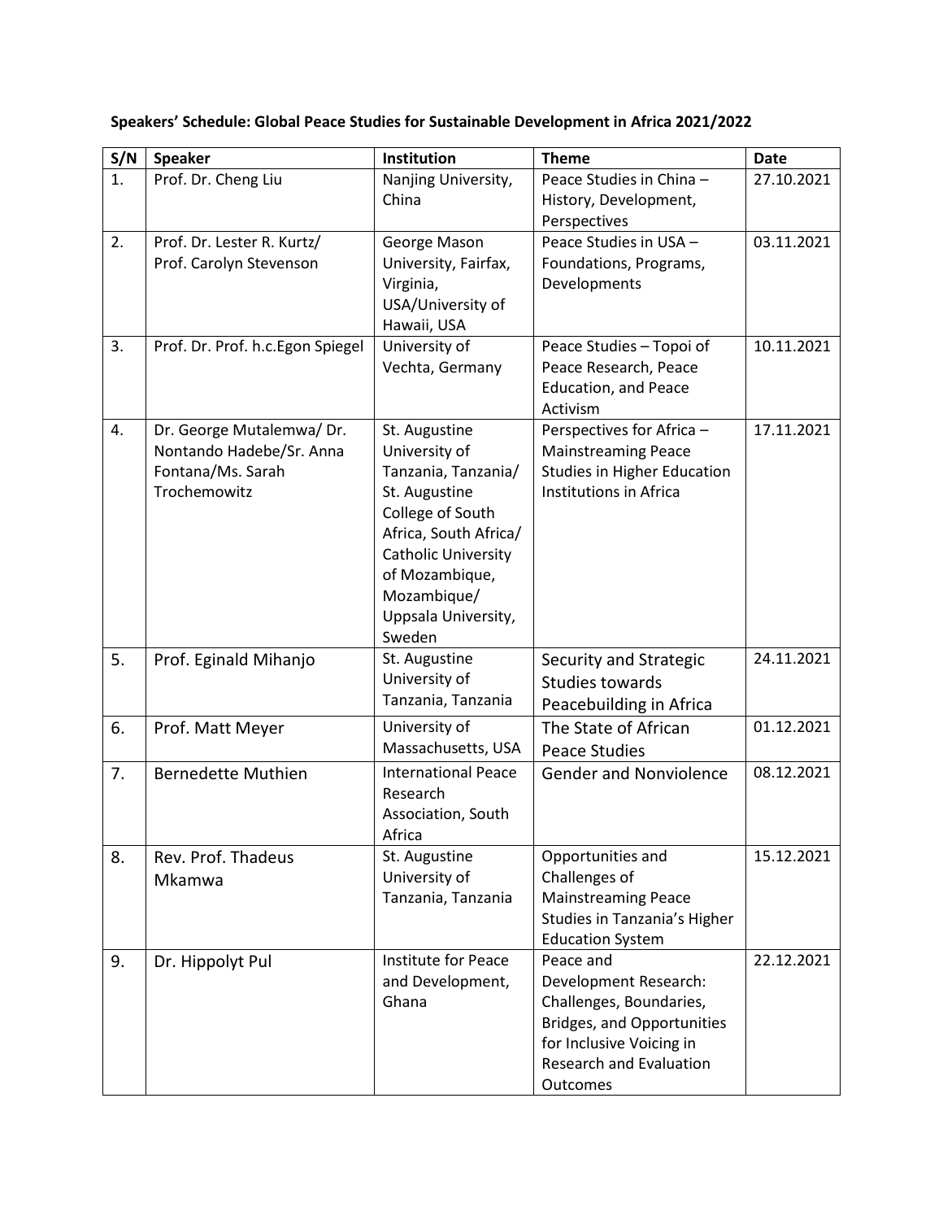**Speakers' Schedule: Global Peace Studies for Sustainable Development in Africa 2021/2022**

| S/N | Speaker | Institution | Theme | Date |
|---|---|---|---|---|
| 1. | Prof. Dr. Cheng Liu | Nanjing University, China | Peace Studies in China – History, Development, Perspectives | 27.10.2021 |
| 2. | Prof. Dr. Lester R. Kurtz/ Prof. Carolyn Stevenson | George Mason University, Fairfax, Virginia, USA/University of Hawaii, USA | Peace Studies in USA – Foundations, Programs, Developments | 03.11.2021 |
| 3. | Prof. Dr. Prof. h.c.Egon Spiegel | University of Vechta, Germany | Peace Studies – Topoi of Peace Research, Peace Education, and Peace Activism | 10.11.2021 |
| 4. | Dr. George Mutalemwa/ Dr. Nontando Hadebe/Sr. Anna Fontana/Ms. Sarah Trochemowitz | St. Augustine University of Tanzania, Tanzania/ St. Augustine College of South Africa, South Africa/ Catholic University of Mozambique, Mozambique/ Uppsala University, Sweden | Perspectives for Africa – Mainstreaming Peace Studies in Higher Education Institutions in Africa | 17.11.2021 |
| 5. | Prof. Eginald Mihanjo | St. Augustine University of Tanzania, Tanzania | Security and Strategic Studies towards Peacebuilding in Africa | 24.11.2021 |
| 6. | Prof. Matt Meyer | University of Massachusetts, USA | The State of African Peace Studies | 01.12.2021 |
| 7. | Bernedette Muthien | International Peace Research Association, South Africa | Gender and Nonviolence | 08.12.2021 |
| 8. | Rev. Prof. Thadeus Mkamwa | St. Augustine University of Tanzania, Tanzania | Opportunities and Challenges of Mainstreaming Peace Studies in Tanzania's Higher Education System | 15.12.2021 |
| 9. | Dr. Hippolyt Pul | Institute for Peace and Development, Ghana | Peace and Development Research: Challenges, Boundaries, Bridges, and Opportunities for Inclusive Voicing in Research and Evaluation Outcomes | 22.12.2021 |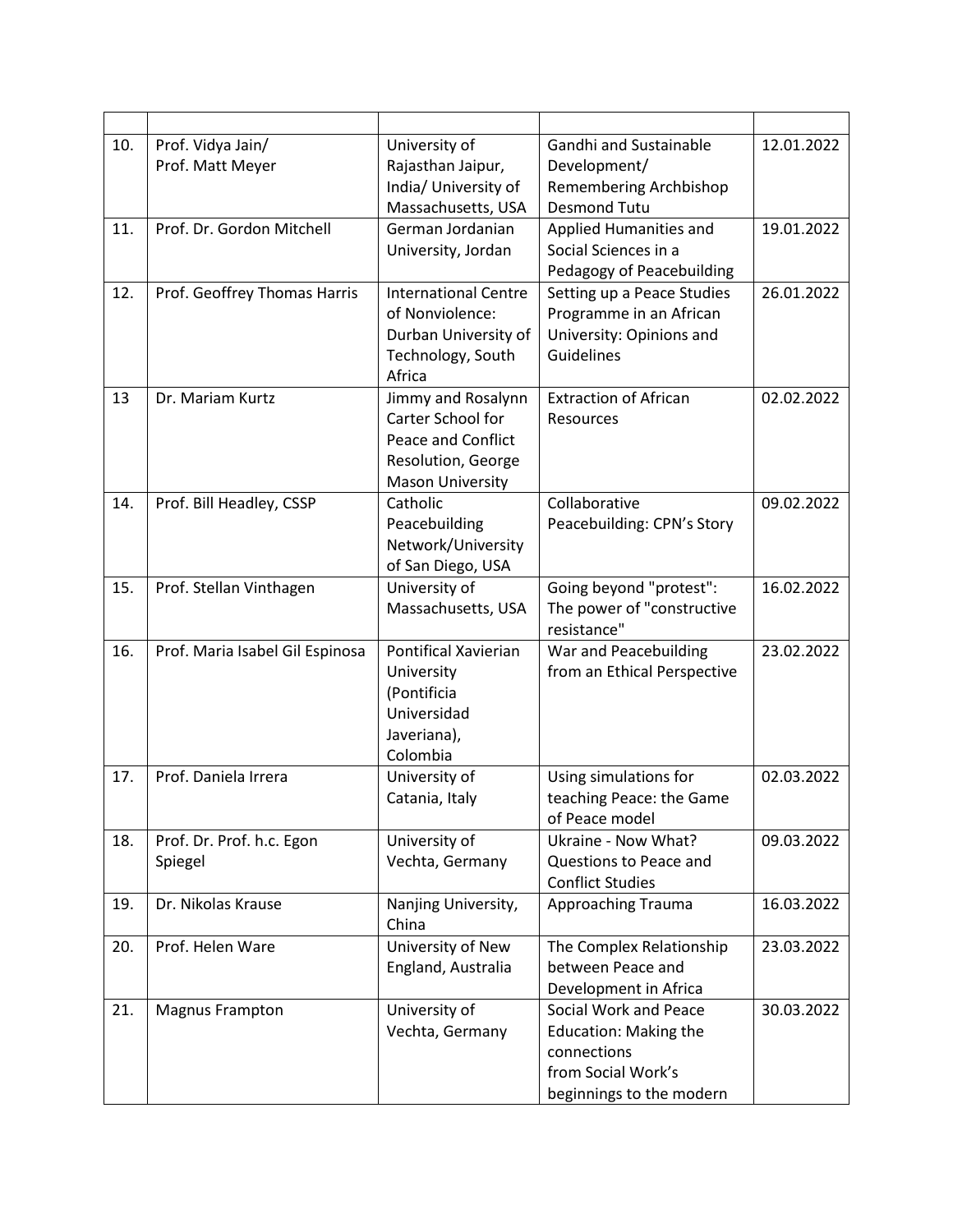| | | | | |
|---|---|---|---|---|
| 10. | Prof. Vidya Jain/ Prof. Matt Meyer | University of Rajasthan Jaipur, India/ University of Massachusetts, USA | Gandhi and Sustainable Development/ Remembering Archbishop Desmond Tutu | 12.01.2022 |
| 11. | Prof. Dr. Gordon Mitchell | German Jordanian University, Jordan | Applied Humanities and Social Sciences in a Pedagogy of Peacebuilding | 19.01.2022 |
| 12. | Prof. Geoffrey Thomas Harris | International Centre of Nonviolence: Durban University of Technology, South Africa | Setting up a Peace Studies Programme in an African University: Opinions and Guidelines | 26.01.2022 |
| 13 | Dr. Mariam Kurtz | Jimmy and Rosalynn Carter School for Peace and Conflict Resolution, George Mason University | Extraction of African Resources | 02.02.2022 |
| 14. | Prof. Bill Headley, CSSP | Catholic Peacebuilding Network/University of San Diego, USA | Collaborative Peacebuilding: CPN's Story | 09.02.2022 |
| 15. | Prof. Stellan Vinthagen | University of Massachusetts, USA | Going beyond "protest": The power of "constructive resistance" | 16.02.2022 |
| 16. | Prof. Maria Isabel Gil Espinosa | Pontifical Xaverian University (Pontificia Universidad Javeriana), Colombia | War and Peacebuilding from an Ethical Perspective | 23.02.2022 |
| 17. | Prof. Daniela Irrera | University of Catania, Italy | Using simulations for teaching Peace: the Game of Peace model | 02.03.2022 |
| 18. | Prof. Dr. Prof. h.c. Egon Spiegel | University of Vechta, Germany | Ukraine - Now What? Questions to Peace and Conflict Studies | 09.03.2022 |
| 19. | Dr. Nikolas Krause | Nanjing University, China | Approaching Trauma | 16.03.2022 |
| 20. | Prof. Helen Ware | University of New England, Australia | The Complex Relationship between Peace and Development in Africa | 23.03.2022 |
| 21. | Magnus Frampton | University of Vechta, Germany | Social Work and Peace Education: Making the connections from Social Work's beginnings to the modern | 30.03.2022 |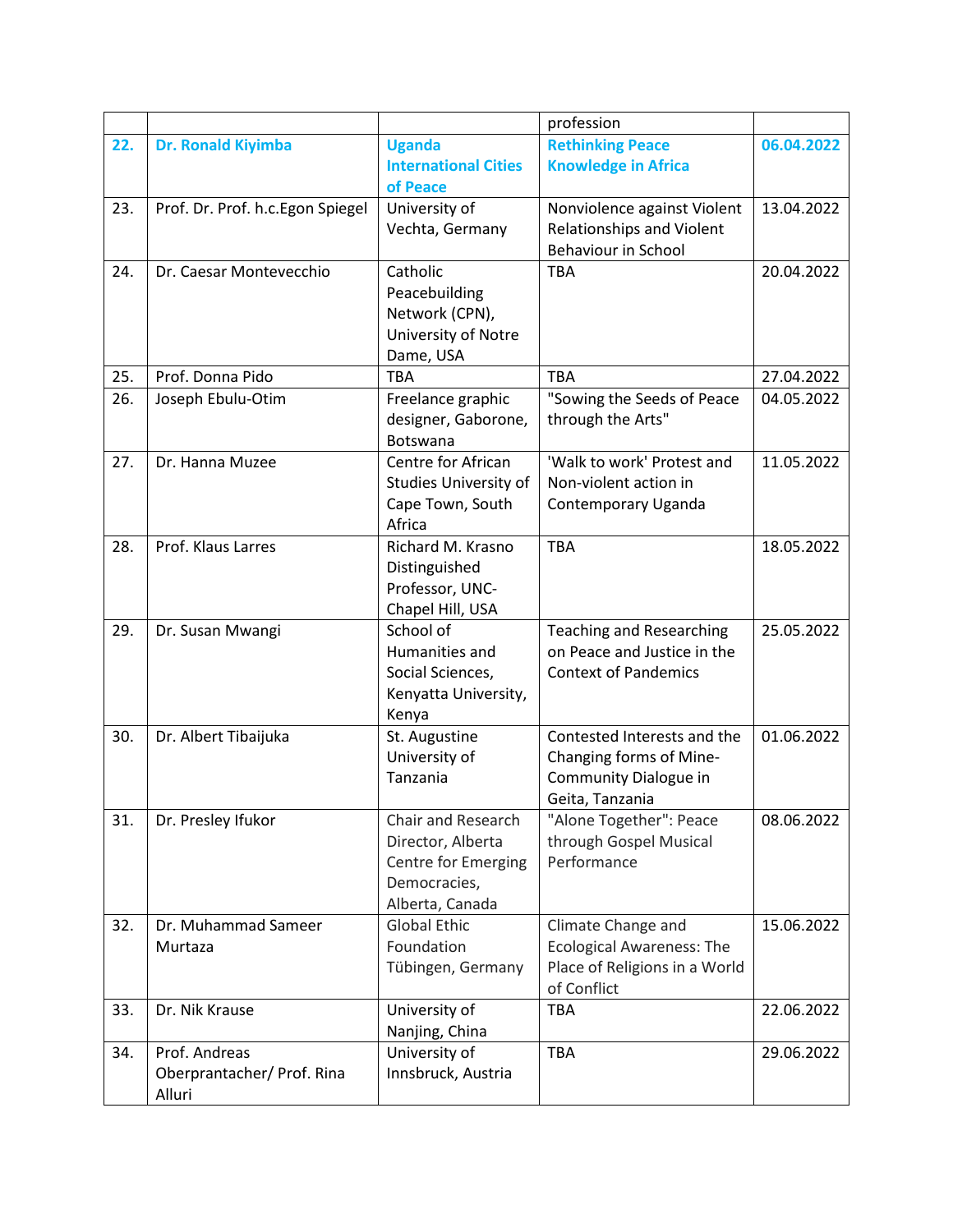| | | | profession | |
|---|---|---|---|---|
| **22.** | **Dr. Ronald Kiyimba** | **Uganda International Cities of Peace** | **Rethinking Peace Knowledge in Africa** | **06.04.2022** |
| 23. | Prof. Dr. Prof. h.c.Egon Spiegel | University of Vechta, Germany | Nonviolence against Violent Relationships and Violent Behaviour in School | 13.04.2022 |
| 24. | Dr. Caesar Montevecchio | Catholic Peacebuilding Network (CPN), University of Notre Dame, USA | TBA | 20.04.2022 |
| 25. | Prof. Donna Pido | TBA | TBA | 27.04.2022 |
| 26. | Joseph Ebulu-Otim | Freelance graphic designer, Gaborone, Botswana | "Sowing the Seeds of Peace through the Arts" | 04.05.2022 |
| 27. | Dr. Hanna Muzee | Centre for African Studies University of Cape Town, South Africa | 'Walk to work' Protest and Non-violent action in Contemporary Uganda | 11.05.2022 |
| 28. | Prof. Klaus Larres | Richard M. Krasno Distinguished Professor, UNC-Chapel Hill, USA | TBA | 18.05.2022 |
| 29. | Dr. Susan Mwangi | School of Humanities and Social Sciences, Kenyatta University, Kenya | Teaching and Researching on Peace and Justice in the Context of Pandemics | 25.05.2022 |
| 30. | Dr. Albert Tibaijuka | St. Augustine University of Tanzania | Contested Interests and the Changing forms of Mine-Community Dialogue in Geita, Tanzania | 01.06.2022 |
| 31. | Dr. Presley Ifukor | Chair and Research Director, Alberta Centre for Emerging Democracies, Alberta, Canada | "Alone Together": Peace through Gospel Musical Performance | 08.06.2022 |
| 32. | Dr. Muhammad Sameer Murtaza | Global Ethic Foundation Tübingen, Germany | Climate Change and Ecological Awareness: The Place of Religions in a World of Conflict | 15.06.2022 |
| 33. | Dr. Nik Krause | University of Nanjing, China | TBA | 22.06.2022 |
| 34. | Prof. Andreas Oberprantacher/ Prof. Rina Alluri | University of Innsbruck, Austria | TBA | 29.06.2022 |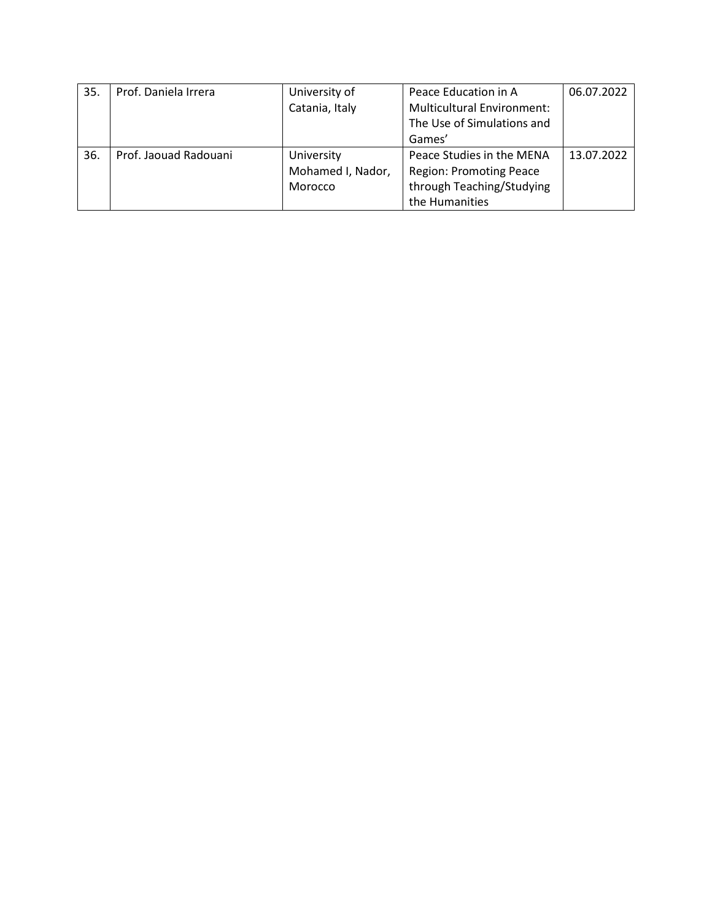| | | | | |
|---|---|---|---|---|
| 35. | Prof. Daniela Irrera | University of Catania, Italy | Peace Education in A Multicultural Environment: The Use of Simulations and Games’ | 06.07.2022 |
| 36. | Prof. Jaouad Radouani | University Mohamed I, Nador, Morocco | Peace Studies in the MENA Region: Promoting Peace through Teaching/Studying the Humanities | 13.07.2022 |